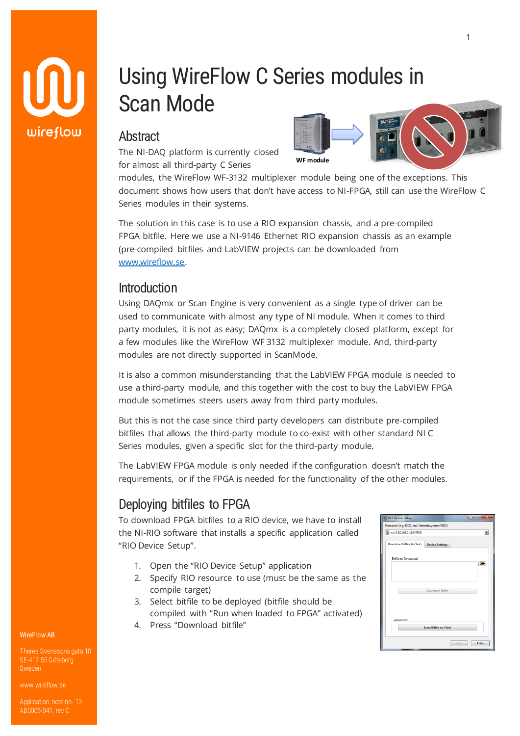# Using WireFlow C Series modules in Scan Mode

## Abstract

The NI-DAQ platform is currently closed for almost all third-party C Series modules, the WireFlow WF-3132 multiplexer module being one of the exceptions. This document shows how users that don't have access to NI-FPGA, still can use the WireFlow C Series modules in their systems.

WF module

The solution in this case is to use a RIO expansion chassis, and a pre-compiled FPGA bitfile. Here we use a NI-9146 Ethernet RIO expansion chassis as an example (pre-compiled bitfiles and LabVIEW projects can be downloaded from [www.wireflow.se](www.wireflow.se).

## Introduction

Using DAQmx or Scan Engine is very convenient as a single type of driver can be used to communicate with almost any type of NI module. When it comes to third party modules, it is not as easy; DAQmx is a completely closed platform, except for a few modules like the WireFlow WF 3132 multiplexer module. And, third-party modules are not directly supported in ScanMode.

It is also a common misunderstanding that the LabVIEW FPGA module is needed to use a third-party module, and this together with the cost to buy the LabVIEW FPGA module sometimes steers users away from third party modules.

But this is not the case since third party developers can distribute pre-compiled bitfiles that allows the third-party module to co-exist with other standard NI C Series modules, given a specific slot for the third-party module.

The LabVIEW FPGA module is only needed if the configuration doesn't match the requirements, or if the FPGA is needed for the functionality of the other modules.

## Deploying bitfiles to FPGA

To download FPGA bitfiles to a RIO device, we have to install the NI-RIO software that installs a specific application called "RIO Device Setup".

1. Open the "RIO Device Setup" application
2. Specify RIO resource to use (must be the same as the compile target)
3. Select bitfile to be deployed (bitfile should be compiled with "Run when loaded to FPGA" activated)
4. Press "Download bitfile"

WireFlow AB

Theres Svenssons gata 10
SE-417 55 Göteborg
Sweden

www.wireflow.se

Application note no. 13
AB0005-041, rev C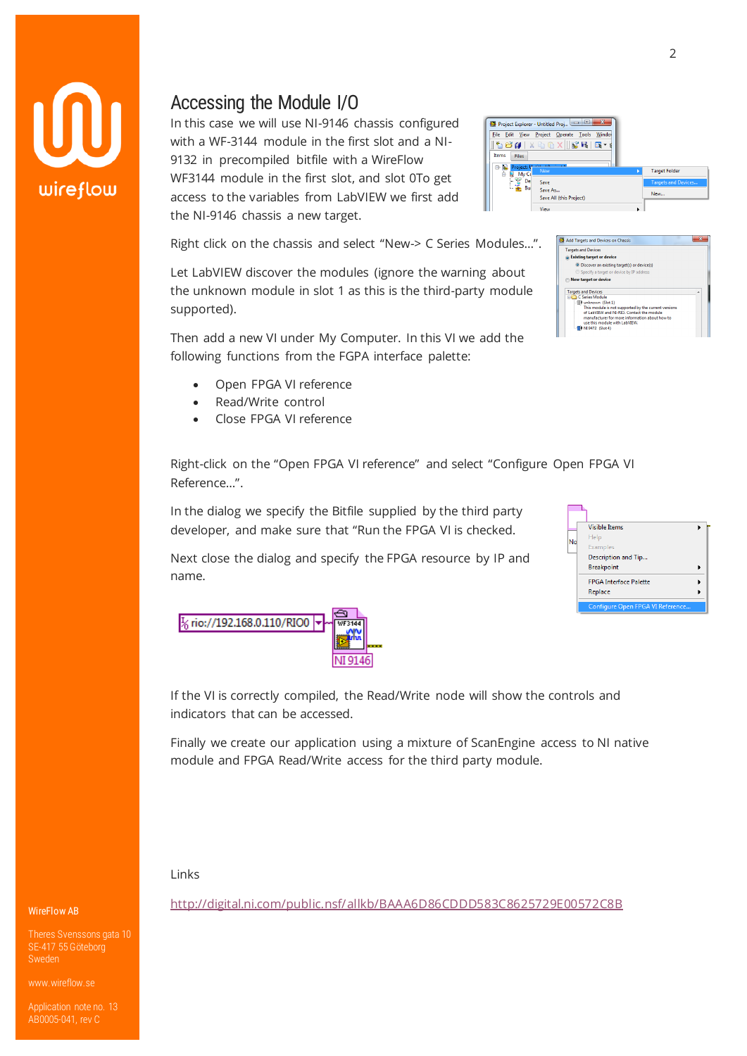## Accessing the Module I/O

In this case we will use NI-9146 chassis configured with a WF-3144 module in the first slot and a NI-9132 in precompiled bitfile with a WireFlow WF3144 module in the first slot, and slot 0To get access to the variables from LabVIEW we first add the NI-9146 chassis a new target.

Right click on the chassis and select "New-> C Series Modules…".

Let LabVIEW discover the modules (ignore the warning about the unknown module in slot 1 as this is the third-party module supported).

Then add a new VI under My Computer. In this VI we add the following functions from the FGPA interface palette:

- Open FPGA VI reference
- Read/Write control
- Close FPGA VI reference

Right-click on the "Open FPGA VI reference" and select "Configure Open FPGA VI Reference…".

In the dialog we specify the Bitfile supplied by the third party developer, and make sure that "Run the FPGA VI is checked.

Next close the dialog and specify the FPGA resource by IP and name.

If the VI is correctly compiled, the Read/Write node will show the controls and indicators that can be accessed.

Finally we create our application using a mixture of ScanEngine access to NI native module and FPGA Read/Write access for the third party module.

Links

http://digital.ni.com/public.nsf/allkb/BAAA6D86CDDD583C8625729E00572C8B

WireFlow AB

Theres Svenssons gata 10
SE-417 55 Göteborg
Sweden

www.wireflow.se

Application note no. 13
AB0005-041, rev C